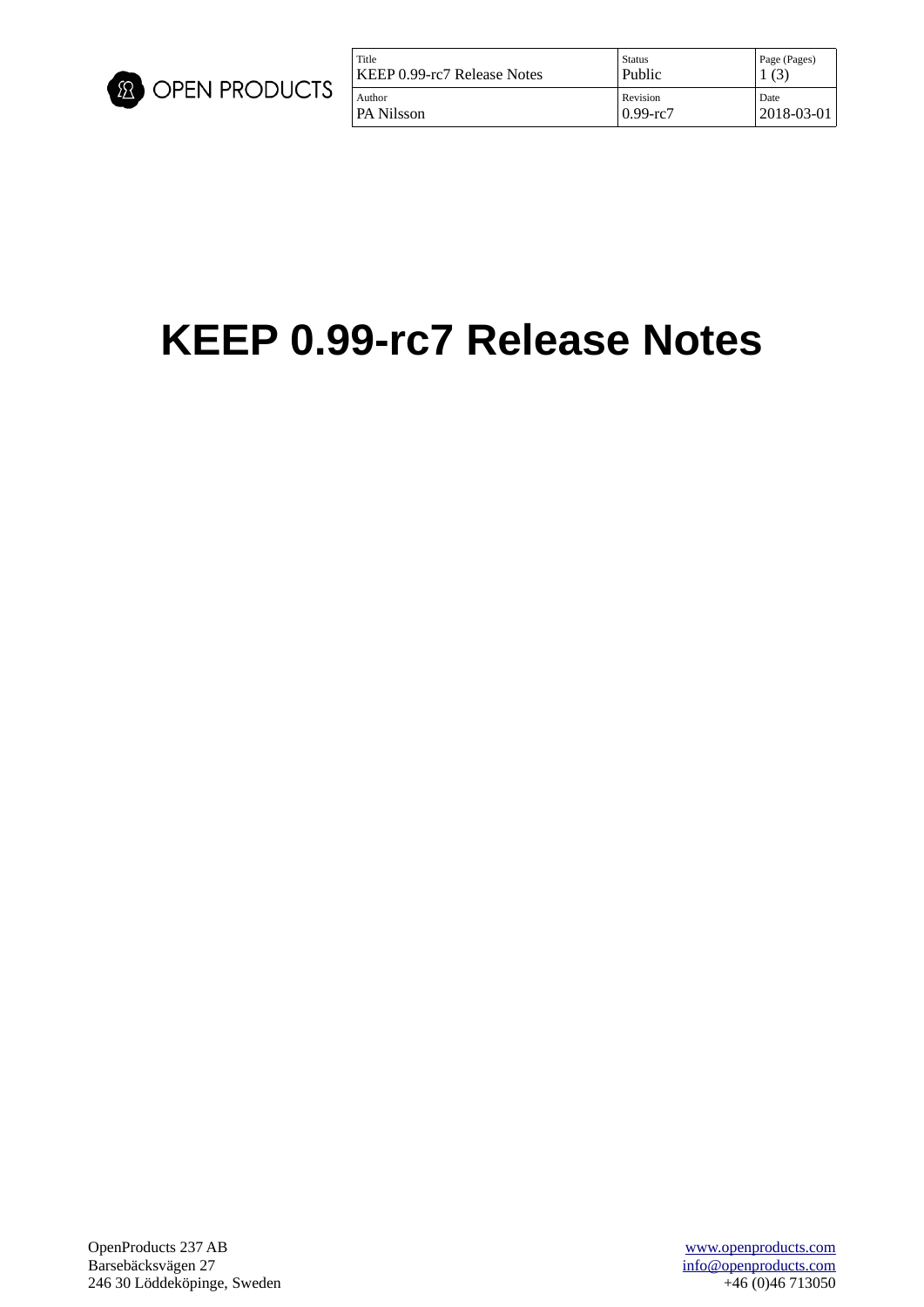| Title | Status | Page (Pages) |
| --- | --- | --- |
| KEEP 0.99-rc7 Release Notes | Public | 1 (3) |
| **Author** | **Revision** | **Date** |
| PA Nilsson | 0.99-rc7 | 2018-03-01 |

# KEEP 0.99-rc7 Release Notes

OpenProducts 237 AB
Barsebäcksvägen 27
246 30 Löddeköpinge, Sweden

www.openproducts.com
info@openproducts.com
+46 (0)46 713050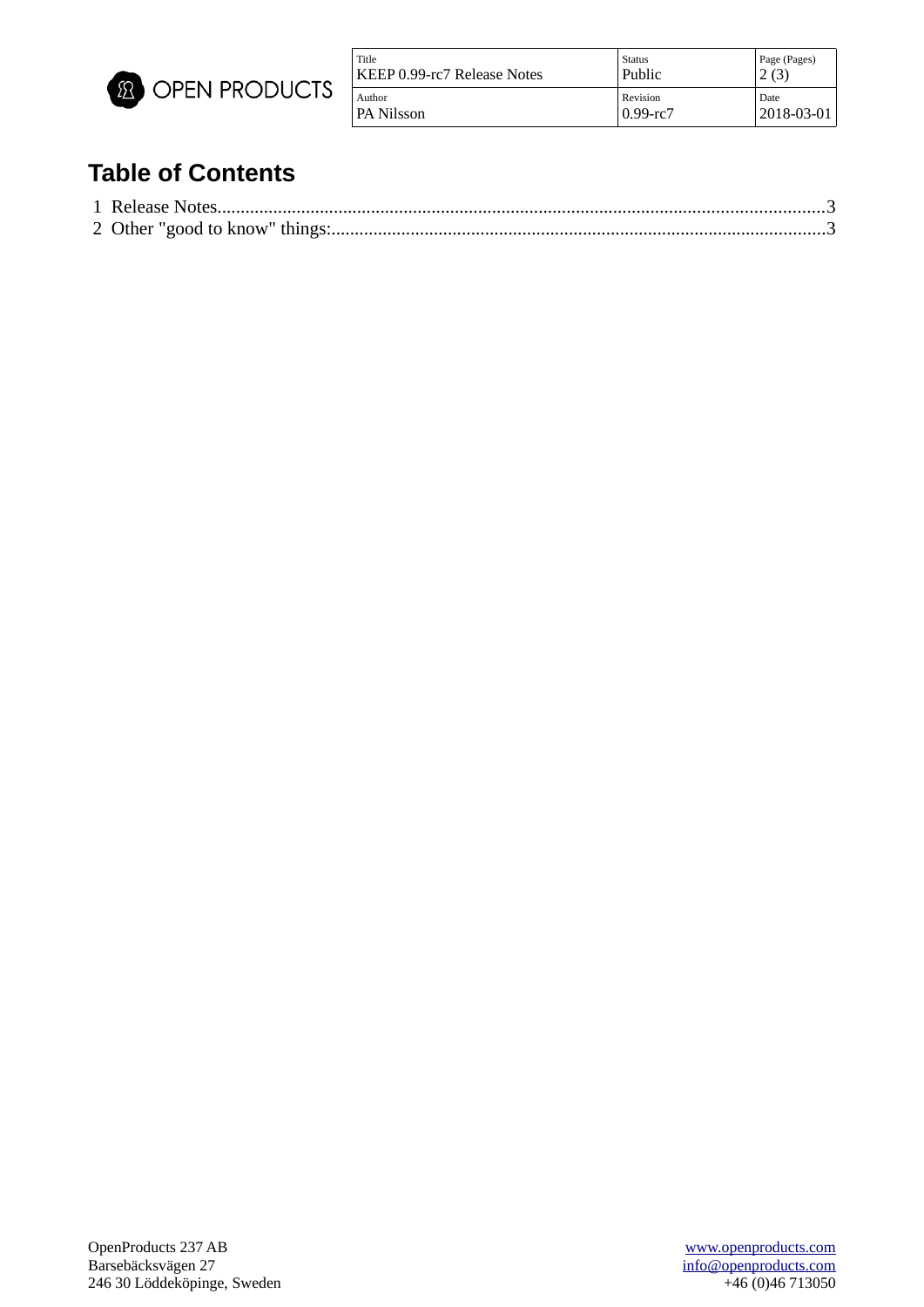# Table of Contents

1 Release Notes.....3

2 Other "good to know" things:.....3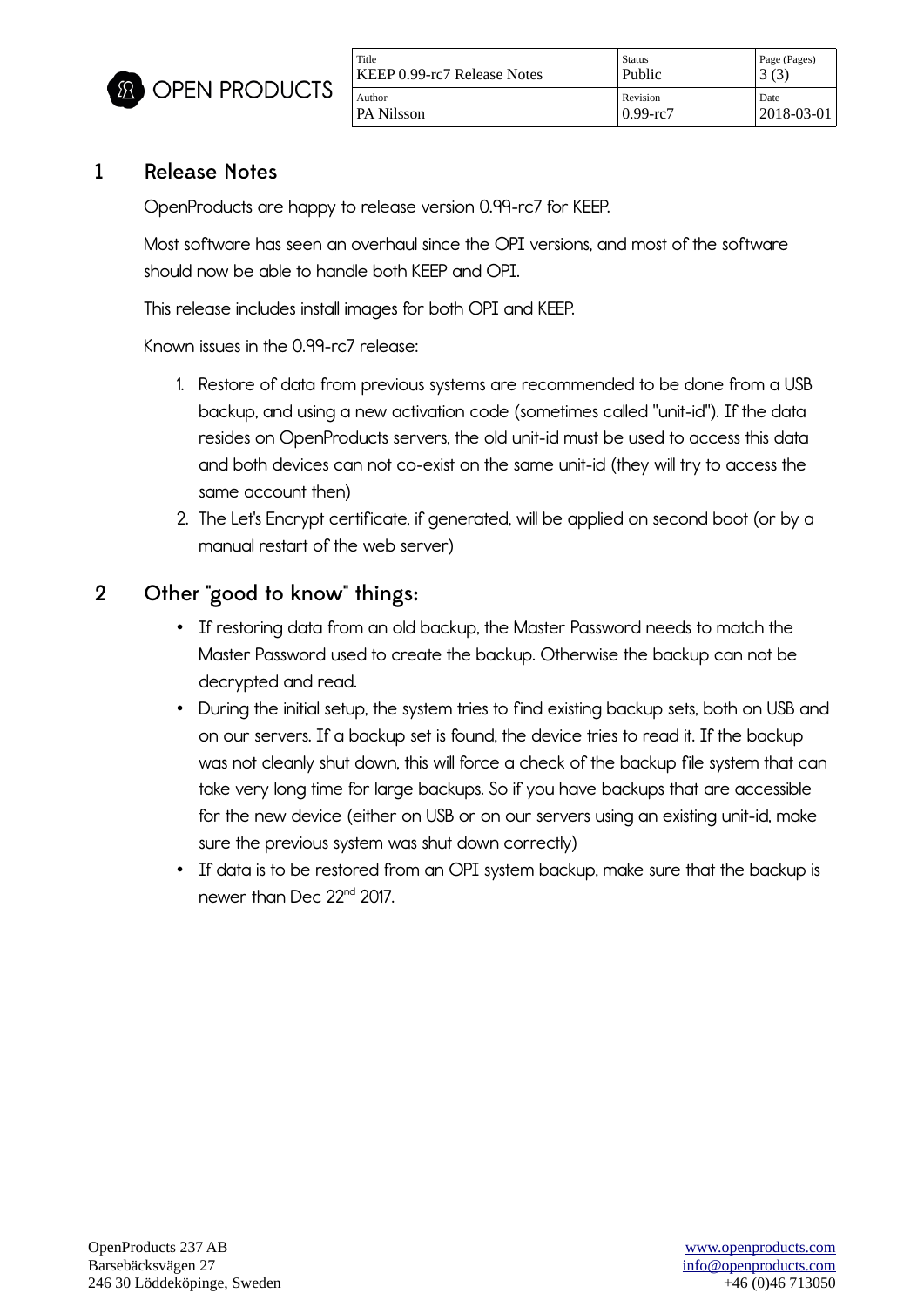# 1 Release Notes

OpenProducts are happy to release version 0.99-rc7 for KEEP.

Most software has seen an overhaul since the OPI versions, and most of the software should now be able to handle both KEEP and OPI.

This release includes install images for both OPI and KEEP.

Known issues in the 0.99-rc7 release:

1. Restore of data from previous systems are recommended to be done from a USB backup, and using a new activation code (sometimes called "unit-id"). If the data resides on OpenProducts servers, the old unit-id must be used to access this data and both devices can not co-exist on the same unit-id (they will try to access the same account then)
2. The Let's Encrypt certificate, if generated, will be applied on second boot (or by a manual restart of the web server)

# 2 Other "good to know" things:

- If restoring data from an old backup, the Master Password needs to match the Master Password used to create the backup. Otherwise the backup can not be decrypted and read.
- During the initial setup, the system tries to find existing backup sets, both on USB and on our servers. If a backup set is found, the device tries to read it. If the backup was not cleanly shut down, this will force a check of the backup file system that can take very long time for large backups. So if you have backups that are accessible for the new device (either on USB or on our servers using an existing unit-id, make sure the previous system was shut down correctly)
- If data is to be restored from an OPI system backup, make sure that the backup is newer than Dec 22nd 2017.